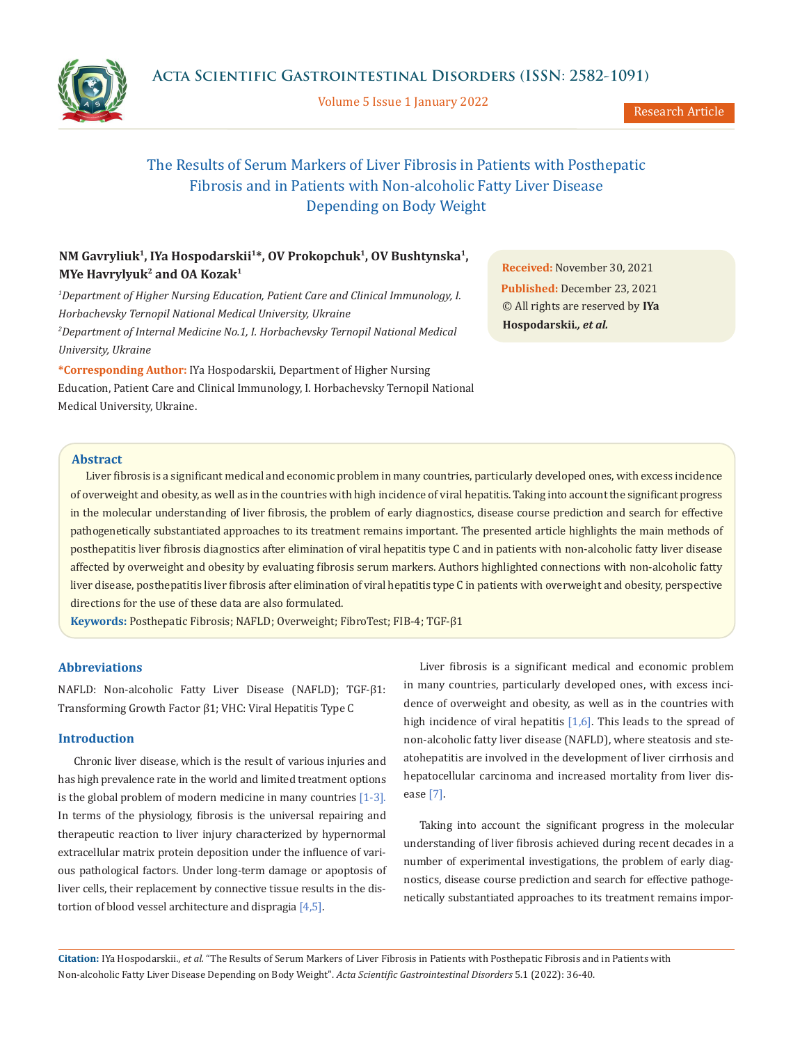# The Results of Serum Markers of Liver Fibrosis in Patients with Posthepatic Fibrosis and in Patients with Non-alcoholic Fatty Liver Disease Depending on Body Weight

**NM Gavryliuk[1], IYa Hospodarskii[1]*, OV Prokopchuk[1], OV Bushtynska[1], MYe Havrylyuk[2] and OA Kozak[1]**

*[1]Department of Higher Nursing Education, Patient Care and Clinical Immunology, I. Horbachevsky Ternopil National Medical University, Ukraine*

*[2]Department of Internal Medicine No.1, I. Horbachevsky Ternopil National Medical University, Ukraine*

**\*Corresponding Author:** IYa Hospodarskii, Department of Higher Nursing Education, Patient Care and Clinical Immunology, I. Horbachevsky Ternopil National Medical University, Ukraine.

**Received:** November 30, 2021
**Published:** December 23, 2021
© All rights are reserved by **IYa Hospodarskii., *et al.***

## Abstract

Liver fibrosis is a significant medical and economic problem in many countries, particularly developed ones, with excess incidence of overweight and obesity, as well as in the countries with high incidence of viral hepatitis. Taking into account the significant progress in the molecular understanding of liver fibrosis, the problem of early diagnostics, disease course prediction and search for effective pathogenetically substantiated approaches to its treatment remains important. The presented article highlights the main methods of posthepatitis liver fibrosis diagnostics after elimination of viral hepatitis type C and in patients with non-alcoholic fatty liver disease affected by overweight and obesity by evaluating fibrosis serum markers. Authors highlighted connections with non-alcoholic fatty liver disease, posthepatitis liver fibrosis after elimination of viral hepatitis type C in patients with overweight and obesity, perspective directions for the use of these data are also formulated.

**Keywords:** Posthepatic Fibrosis; NAFLD; Overweight; FibroTest; FIB-4; TGF-β1

## Abbreviations

NAFLD: Non-alcoholic Fatty Liver Disease (NAFLD); TGF-β1: Transforming Growth Factor β1; VHC: Viral Hepatitis Type C

## Introduction

Chronic liver disease, which is the result of various injuries and has high prevalence rate in the world and limited treatment options is the global problem of modern medicine in many countries [1-3]. In terms of the physiology, fibrosis is the universal repairing and therapeutic reaction to liver injury characterized by hypernormal extracellular matrix protein deposition under the influence of various pathological factors. Under long-term damage or apoptosis of liver cells, their replacement by connective tissue results in the distortion of blood vessel architecture and dispragia [4,5].

Liver fibrosis is a significant medical and economic problem in many countries, particularly developed ones, with excess incidence of overweight and obesity, as well as in the countries with high incidence of viral hepatitis [1,6]. This leads to the spread of non-alcoholic fatty liver disease (NAFLD), where steatosis and steatohepatitis are involved in the development of liver cirrhosis and hepatocellular carcinoma and increased mortality from liver disease [7].

Taking into account the significant progress in the molecular understanding of liver fibrosis achieved during recent decades in a number of experimental investigations, the problem of early diagnostics, disease course prediction and search for effective pathogenetically substantiated approaches to its treatment remains impor-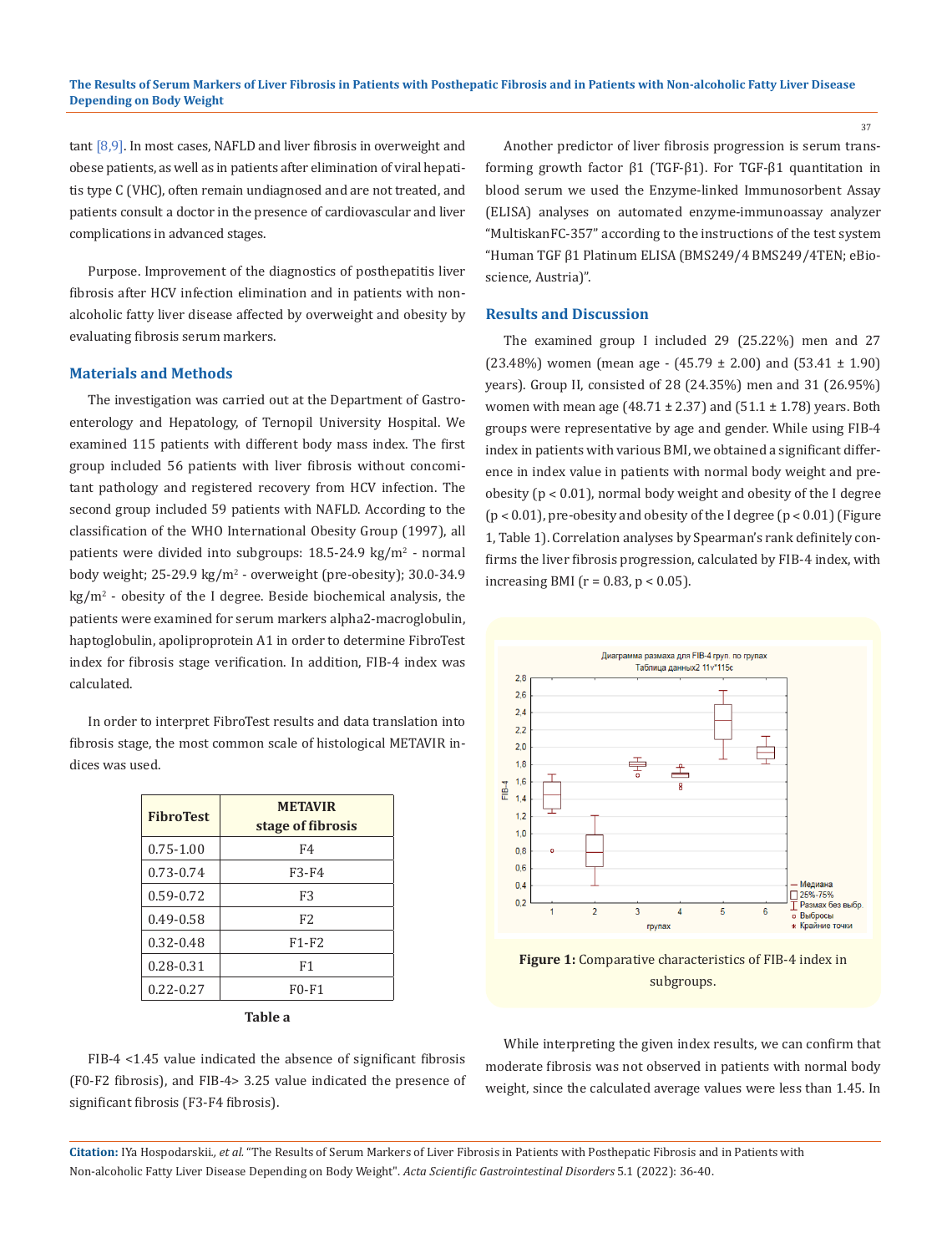tant [8,9]. In most cases, NAFLD and liver fibrosis in overweight and obese patients, as well as in patients after elimination of viral hepatitis type C (VHC), often remain undiagnosed and are not treated, and patients consult a doctor in the presence of cardiovascular and liver complications in advanced stages.

Purpose. Improvement of the diagnostics of posthepatitis liver fibrosis after HCV infection elimination and in patients with non-alcoholic fatty liver disease affected by overweight and obesity by evaluating fibrosis serum markers.

## Materials and Methods

The investigation was carried out at the Department of Gastroenterology and Hepatology, of Ternopil University Hospital. We examined 115 patients with different body mass index. The first group included 56 patients with liver fibrosis without concomitant pathology and registered recovery from HCV infection. The second group included 59 patients with NAFLD. According to the classification of the WHO International Obesity Group (1997), all patients were divided into subgroups: 18.5-24.9 kg/m$^2$ - normal body weight; 25-29.9 kg/m$^2$ - overweight (pre-obesity); 30.0-34.9 kg/m$^2$ - obesity of the I degree. Beside biochemical analysis, the patients were examined for serum markers alpha2-macroglobulin, haptoglobulin, apoliproprotein A1 in order to determine FibroTest index for fibrosis stage verification. In addition, FIB-4 index was calculated.

In order to interpret FibroTest results and data translation into fibrosis stage, the most common scale of histological METAVIR indices was used.

| FibroTest | METAVIR stage of fibrosis |
|---|---|
| 0.75-1.00 | F4 |
| 0.73-0.74 | F3-F4 |
| 0.59-0.72 | F3 |
| 0.49-0.58 | F2 |
| 0.32-0.48 | F1-F2 |
| 0.28-0.31 | F1 |
| 0.22-0.27 | F0-F1 |

**Table a**

FIB-4 <1.45 value indicated the absence of significant fibrosis (F0-F2 fibrosis), and FIB-4> 3.25 value indicated the presence of significant fibrosis (F3-F4 fibrosis).

Another predictor of liver fibrosis progression is serum transforming growth factor β1 (TGF-β1). For TGF-β1 quantitation in blood serum we used the Enzyme-linked Immunosorbent Assay (ELISA) analyses on automated enzyme-immunoassay analyzer "MultiskanFC-357" according to the instructions of the test system "Human TGF β1 Platinum ELISA (BMS249/4 BMS249/4TEN; eBioscience, Austria)".

## Results and Discussion

The examined group I included 29 (25.22%) men and 27 (23.48%) women (mean age - (45.79 ± 2.00) and (53.41 ± 1.90) years). Group II, consisted of 28 (24.35%) men and 31 (26.95%) women with mean age (48.71 ± 2.37) and (51.1 ± 1.78) years. Both groups were representative by age and gender. While using FIB-4 index in patients with various BMI, we obtained a significant difference in index value in patients with normal body weight and pre-obesity ($p < 0.01$), normal body weight and obesity of the I degree ($p < 0.01$), pre-obesity and obesity of the I degree ($p < 0.01$) (Figure 1, Table 1). Correlation analyses by Spearman's rank definitely confirms the liver fibrosis progression, calculated by FIB-4 index, with increasing BMI ($r = 0.83$, $p < 0.05$).

**Figure 1:** Comparative characteristics of FIB-4 index in subgroups.

While interpreting the given index results, we can confirm that moderate fibrosis was not observed in patients with normal body weight, since the calculated average values were less than 1.45. In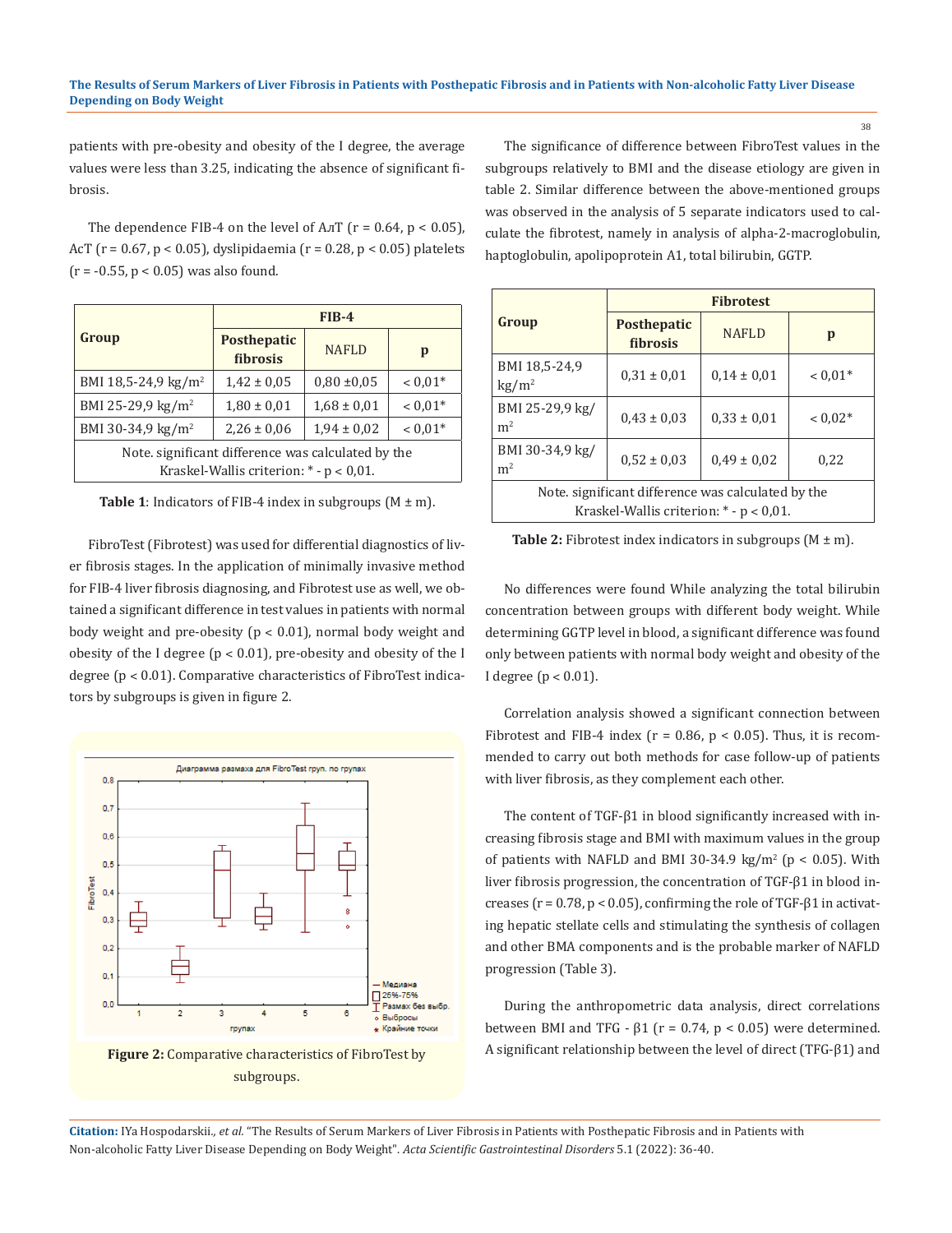patients with pre-obesity and obesity of the I degree, the average values were less than 3.25, indicating the absence of significant fibrosis.

The dependence FIB-4 on the level of AлT ($r = 0.64$, $p < 0.05$), AcT ($r = 0.67$, $p < 0.05$), dyslipidaemia ($r = 0.28$, $p < 0.05$) platelets ($r = -0.55$, $p < 0.05$) was also found.

| Group | FIB-4 | | |
|---|---|---|---|
| | Posthepatic fibrosis | NAFLD | p |
| BMI 18,5-24,9 kg/m$^2$ | 1,42 ± 0,05 | 0,80 ±0,05 | < 0,01* |
| BMI 25-29,9 kg/m$^2$ | 1,80 ± 0,01 | 1,68 ± 0,01 | < 0,01* |
| BMI 30-34,9 kg/m$^2$ | 2,26 ± 0,06 | 1,94 ± 0,02 | < 0,01* |
| Note. significant difference was calculated by the Kraskel-Wallis criterion: * - p < 0,01. | | | |

**Table 1**: Indicators of FIB-4 index in subgroups (M ± m).

FibroTest (Fibrotest) was used for differential diagnostics of liver fibrosis stages. In the application of minimally invasive method for FIB-4 liver fibrosis diagnosing, and Fibrotest use as well, we obtained a significant difference in test values in patients with normal body weight and pre-obesity ($p < 0.01$), normal body weight and obesity of the I degree ($p < 0.01$), pre-obesity and obesity of the I degree ($p < 0.01$). Comparative characteristics of FibroTest indicators by subgroups is given in figure 2.

**Figure 2:** Comparative characteristics of FibroTest by subgroups.

The significance of difference between FibroTest values in the subgroups relatively to BMI and the disease etiology are given in table 2. Similar difference between the above-mentioned groups was observed in the analysis of 5 separate indicators used to calculate the fibrotest, namely in analysis of alpha-2-macroglobulin, haptoglobulin, apolipoprotein A1, total bilirubin, GGTP.

| Group | Fibrotest | | |
|---|---|---|---|
| | Posthepatic fibrosis | NAFLD | p |
| BMI 18,5-24,9 kg/m$^2$ | 0,31 ± 0,01 | 0,14 ± 0,01 | < 0,01* |
| BMI 25-29,9 kg/m$^2$ | 0,43 ± 0,03 | 0,33 ± 0,01 | < 0,02* |
| BMI 30-34,9 kg/m$^2$ | 0,52 ± 0,03 | 0,49 ± 0,02 | 0,22 |
| Note. significant difference was calculated by the Kraskel-Wallis criterion: * - p < 0,01. | | | |

**Table 2:** Fibrotest index indicators in subgroups (M ± m).

No differences were found While analyzing the total bilirubin concentration between groups with different body weight. While determining GGTP level in blood, a significant difference was found only between patients with normal body weight and obesity of the I degree ($p < 0.01$).

Correlation analysis showed a significant connection between Fibrotest and FIB-4 index ($r = 0.86$, $p < 0.05$). Thus, it is recommended to carry out both methods for case follow-up of patients with liver fibrosis, as they complement each other.

The content of TGF-β1 in blood significantly increased with increasing fibrosis stage and BMI with maximum values in the group of patients with NAFLD and BMI 30-34.9 kg/m$^2$ ($p < 0.05$). With liver fibrosis progression, the concentration of TGF-β1 in blood increases ($r = 0.78$, $p < 0.05$), confirming the role of TGF-β1 in activating hepatic stellate cells and stimulating the synthesis of collagen and other BMA components and is the probable marker of NAFLD progression (Table 3).

During the anthropometric data analysis, direct correlations between BMI and TFG - β1 ($r = 0.74$, $p < 0.05$) were determined. A significant relationship between the level of direct (TFG-β1) and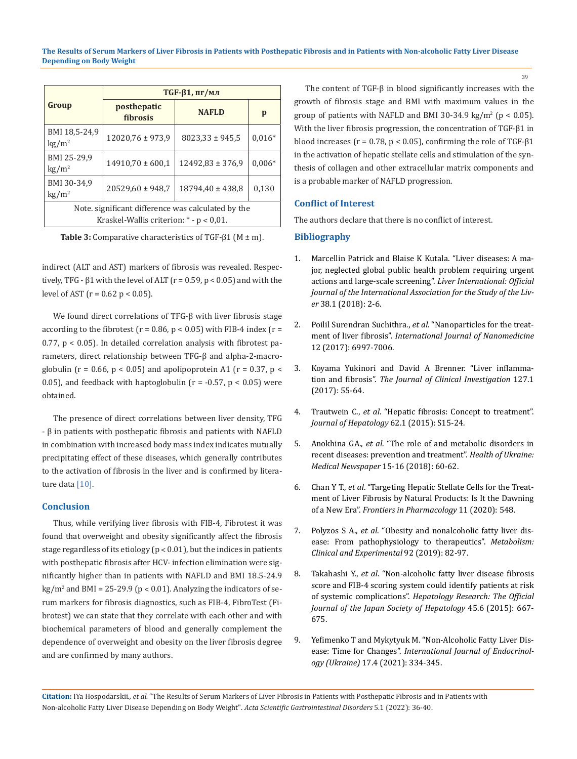| Group | TGF-β1, пг/мл | | |
|---|---|---|---|
| | posthepatic fibrosis | NAFLD | p |
| BMI 18,5-24,9 kg/m$^2$ | 12020,76 ± 973,9 | 8023,33 ± 945,5 | 0,016* |
| BMI 25-29,9 kg/m$^2$ | 14910,70 ± 600,1 | 12492,83 ± 376,9 | 0,006* |
| BMI 30-34,9 kg/m$^2$ | 20529,60 ± 948,7 | 18794,40 ± 438,8 | 0,130 |
| Note. significant difference was calculated by the Kraskel-Wallis criterion: * - p < 0,01. | | | |

**Table 3:** Comparative characteristics of TGF-β1 (M ± m).

indirect (ALT and AST) markers of fibrosis was revealed. Respectively, TFG - β1 with the level of ALT ($r = 0.59$, $p < 0.05$) and with the level of AST ($r = 0.62$ $p < 0.05$).

We found direct correlations of TFG-β with liver fibrosis stage according to the fibrotest ($r = 0.86$, $p < 0.05$) with FIB-4 index ($r = 0.77$, $p < 0.05$). In detailed correlation analysis with fibrotest parameters, direct relationship between TFG-β and alpha-2-macroglobulin ($r = 0.66$, $p < 0.05$) and apolipoprotein A1 ($r = 0.37$, $p < 0.05$), and feedback with haptoglobulin ($r = -0.57$, $p < 0.05$) were obtained.

The presence of direct correlations between liver density, TFG - β in patients with posthepatic fibrosis and patients with NAFLD in combination with increased body mass index indicates mutually precipitating effect of these diseases, which generally contributes to the activation of fibrosis in the liver and is confirmed by literature data [10].

## Conclusion

Thus, while verifying liver fibrosis with FIB-4, Fibrotest it was found that overweight and obesity significantly affect the fibrosis stage regardless of its etiology ($p < 0.01$), but the indices in patients with posthepatic fibrosis after HCV- infection elimination were significantly higher than in patients with NAFLD and BMI 18.5-24.9 kg/m$^2$ and BMI = 25-29.9 ($p < 0.01$). Analyzing the indicators of serum markers for fibrosis diagnostics, such as FIB-4, FibroTest (Fibrotest) we can state that they correlate with each other and with biochemical parameters of blood and generally complement the dependence of overweight and obesity on the liver fibrosis degree and are confirmed by many authors.

The content of TGF-β in blood significantly increases with the growth of fibrosis stage and BMI with maximum values in the group of patients with NAFLD and BMI 30-34.9 kg/m$^2$ ($p < 0.05$). With the liver fibrosis progression, the concentration of TGF-β1 in blood increases ($r = 0.78$, $p < 0.05$), confirming the role of TGF-β1 in the activation of hepatic stellate cells and stimulation of the synthesis of collagen and other extracellular matrix components and is a probable marker of NAFLD progression.

## Conflict of Interest

The authors declare that there is no conflict of interest.

## Bibliography

1. Marcellin Patrick and Blaise K Kutala. "Liver diseases: A major, neglected global public health problem requiring urgent actions and large-scale screening". *Liver International: Official Journal of the International Association for the Study of the Liver* 38.1 (2018): 2-6.
2. Poilil Surendran Suchithra., *et al*. "Nanoparticles for the treatment of liver fibrosis". *International Journal of Nanomedicine* 12 (2017): 6997-7006.
3. Koyama Yukinori and David A Brenner. "Liver inflammation and fibrosis". *The Journal of Clinical Investigation* 127.1 (2017): 55-64.
4. Trautwein C., *et al*. "Hepatic fibrosis: Concept to treatment". *Journal of Hepatology* 62.1 (2015): S15-24.
5. Anokhina GA., *et al*. "The role of and metabolic disorders in recent diseases: prevention and treatment". *Health of Ukraine: Medical Newspaper* 15-16 (2018): 60-62.
6. Chan Y T., *et al*. "Targeting Hepatic Stellate Cells for the Treatment of Liver Fibrosis by Natural Products: Is It the Dawning of a New Era". *Frontiers in Pharmacology* 11 (2020): 548.
7. Polyzos S A., *et al*. "Obesity and nonalcoholic fatty liver disease: From pathophysiology to therapeutics". *Metabolism: Clinical and Experimental* 92 (2019): 82-97.
8. Takahashi Y., *et al*. "Non-alcoholic fatty liver disease fibrosis score and FIB-4 scoring system could identify patients at risk of systemic complications". *Hepatology Research: The Official Journal of the Japan Society of Hepatology* 45.6 (2015): 667-675.
9. Yefimenko T and Mykytyuk M. "Non-Alcoholic Fatty Liver Disease: Time for Changes". *International Journal of Endocrinology (Ukraine)* 17.4 (2021): 334-345.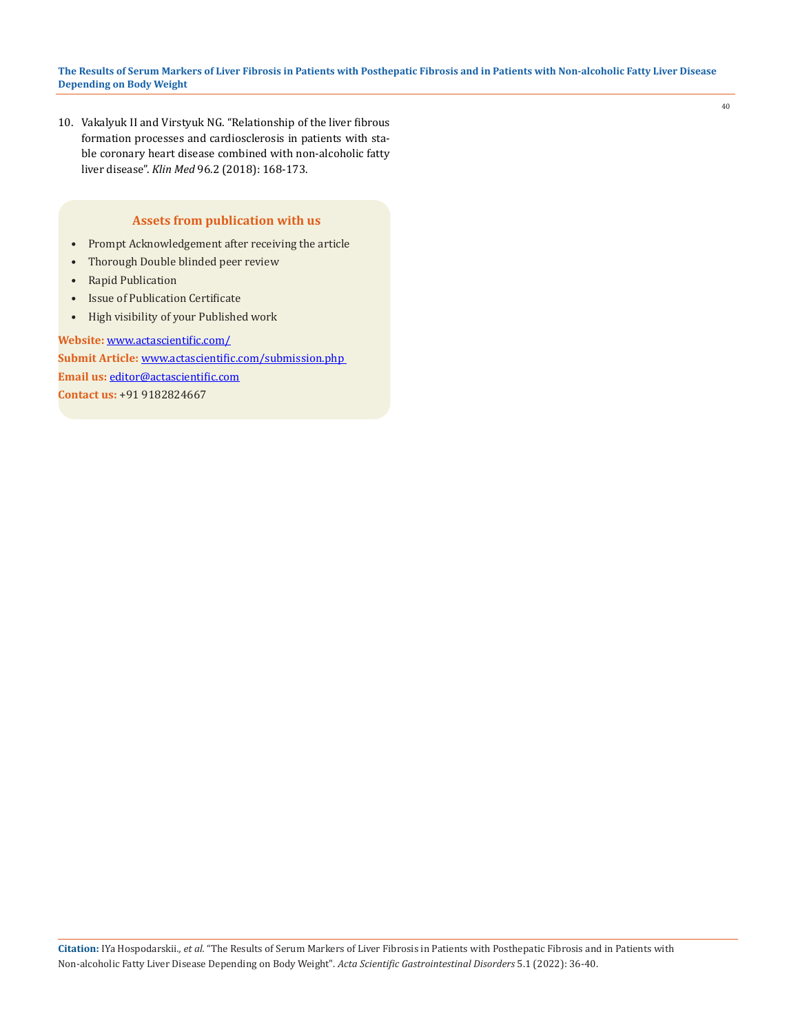10. Vakalyuk II and Virstyuk NG. "Relationship of the liver fibrous formation processes and cardiosclerosis in patients with stable coronary heart disease combined with non-alcoholic fatty liver disease". *Klin Med* 96.2 (2018): 168-173.

### Assets from publication with us

- Prompt Acknowledgement after receiving the article
- Thorough Double blinded peer review
- Rapid Publication
- Issue of Publication Certificate
- High visibility of your Published work

**Website:** www.actascientific.com/
**Submit Article:** www.actascientific.com/submission.php
**Email us:** editor@actascientific.com
**Contact us:** +91 9182824667